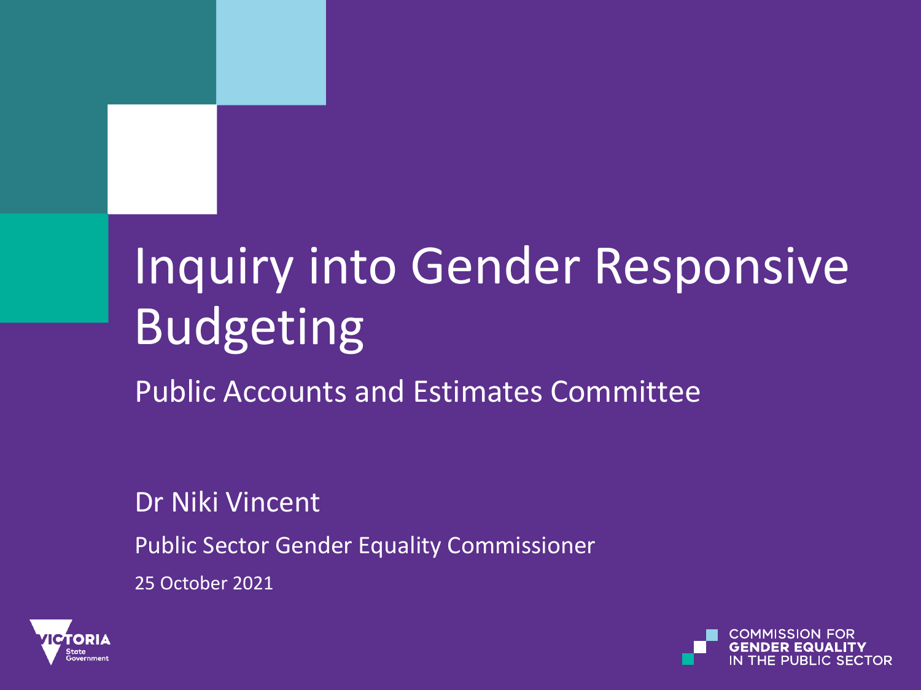# Inquiry into Gender Responsive Budgeting

## Public Accounts and Estimates Committee

Dr Niki Vincent

Public Sector Gender Equality Commissioner

25 October 2021

VICTORIA State Government

COMMISSION FOR GENDER EQUALITY IN THE PUBLIC SECTOR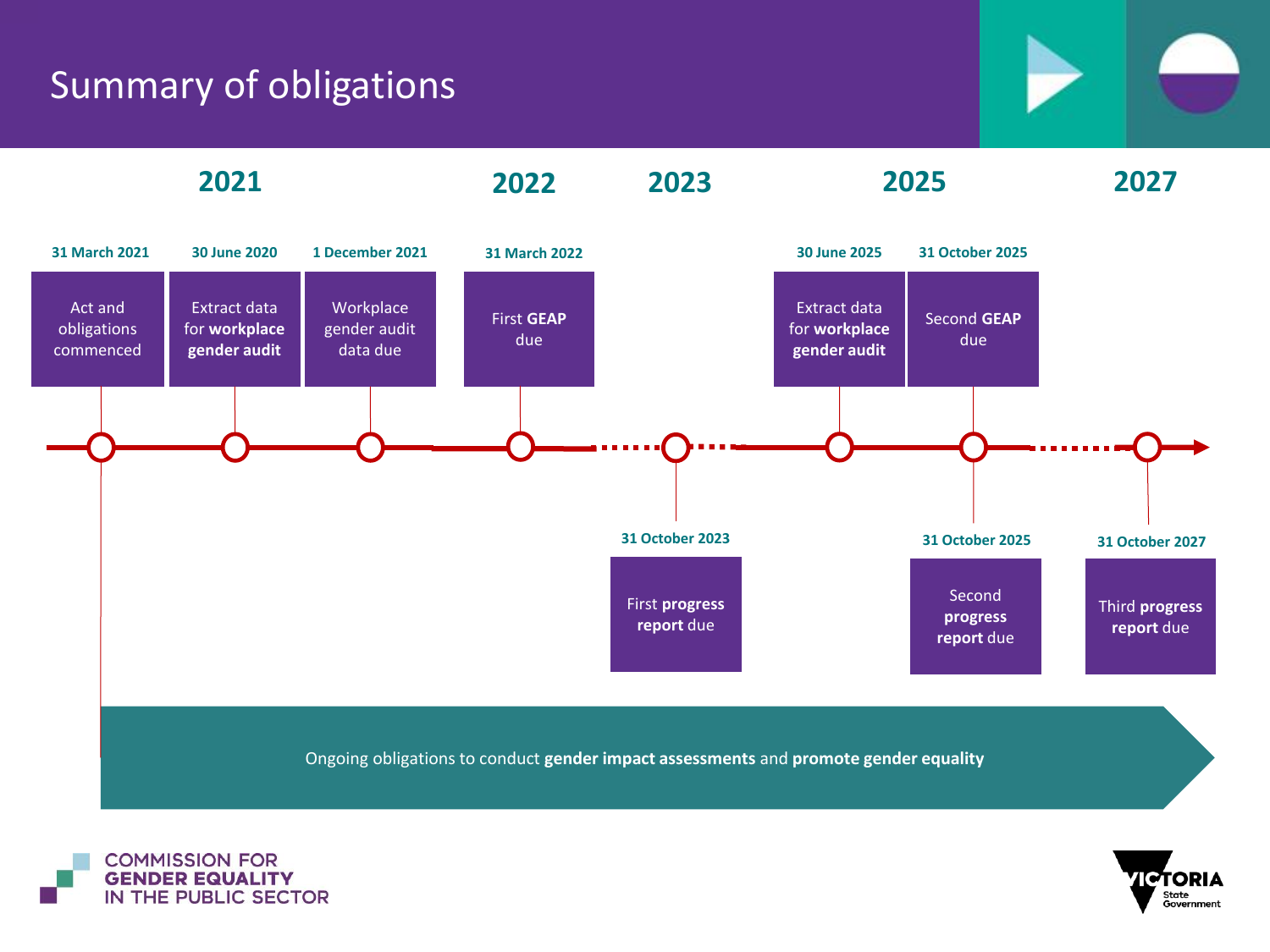# Summary of obligations

**2021**

- **31 March 2021** – Act and obligations commenced
- **30 June 2020** – Extract data for **workplace gender audit**
- **1 December 2021** – Workplace gender audit data due

**2022**

- **31 March 2022** – First **GEAP** due

**2023**

- **31 October 2023** – First **progress report** due

**2025**

- **30 June 2025** – Extract data for **workplace gender audit**
- **31 October 2025** – Second **GEAP** due
- **31 October 2025** – Second **progress report** due

**2027**

- **31 October 2027** – Third **progress report** due

Ongoing obligations to conduct **gender impact assessments** and **promote gender equality**

COMMISSION FOR GENDER EQUALITY IN THE PUBLIC SECTOR

VICTORIA State Government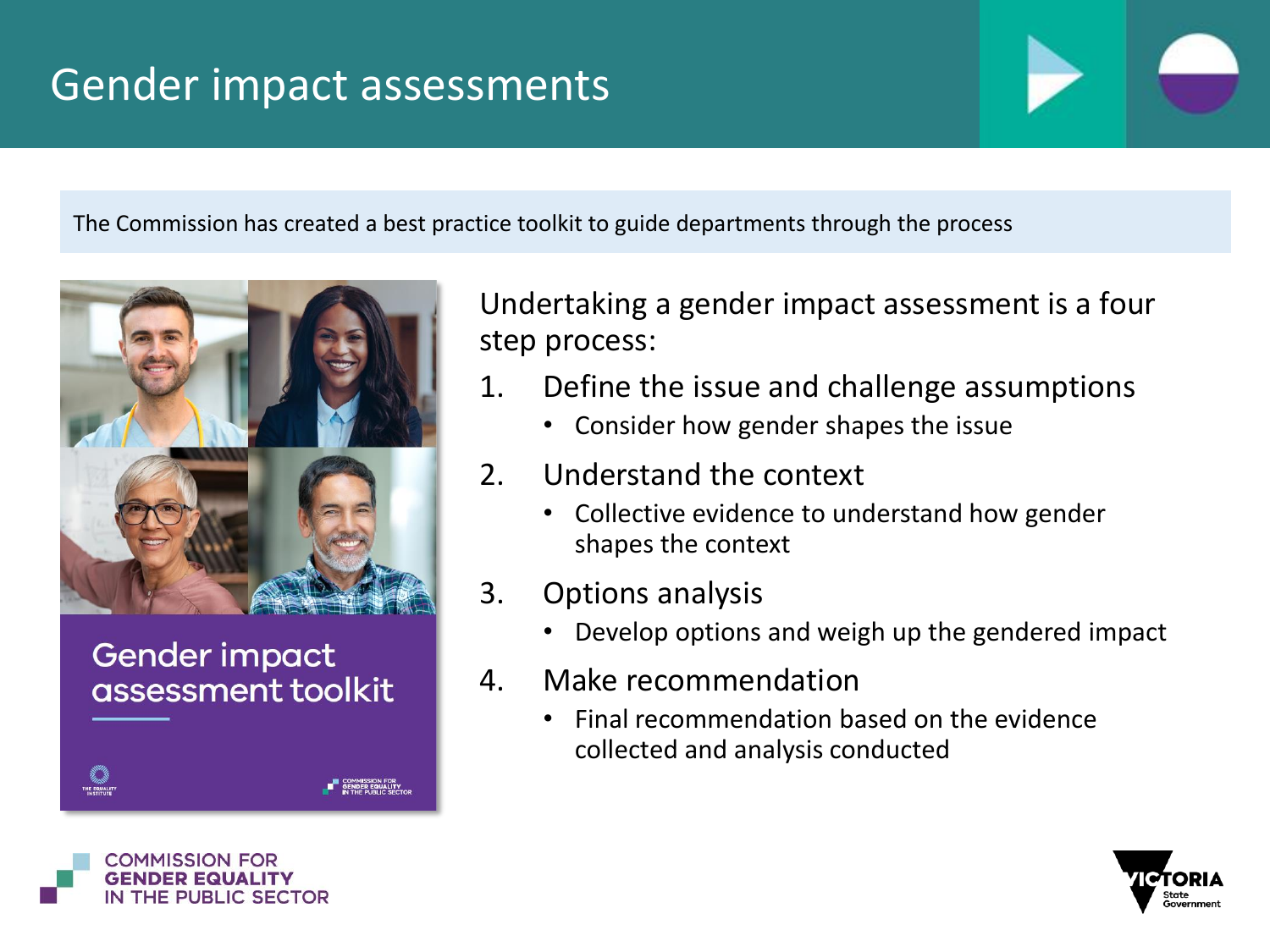# Gender impact assessments

The Commission has created a best practice toolkit to guide departments through the process

Gender impact assessment toolkit

Undertaking a gender impact assessment is a four step process:

1. Define the issue and challenge assumptions
   - Consider how gender shapes the issue
2. Understand the context
   - Collective evidence to understand how gender shapes the context
3. Options analysis
   - Develop options and weigh up the gendered impact
4. Make recommendation
   - Final recommendation based on the evidence collected and analysis conducted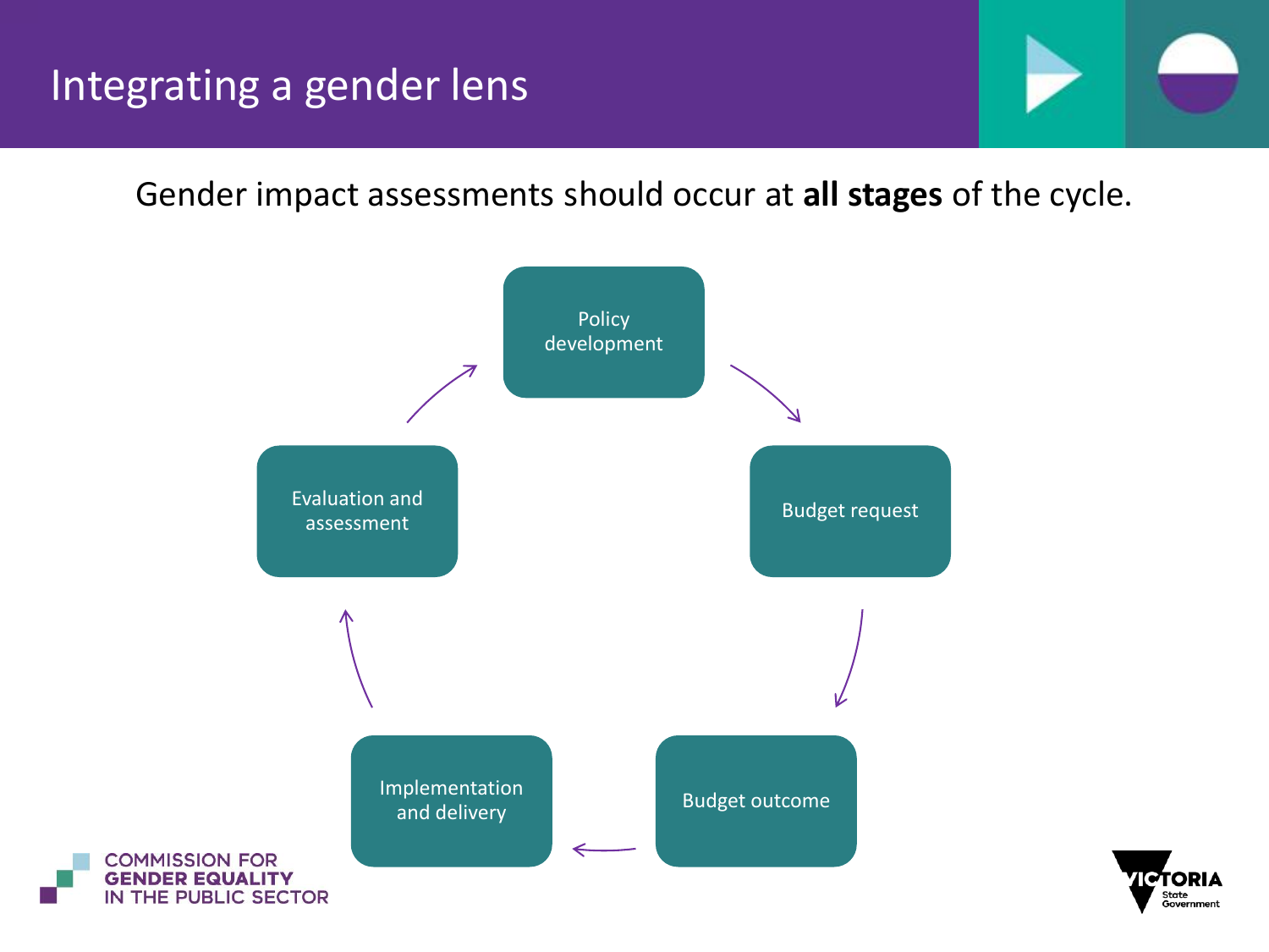# Integrating a gender lens

Gender impact assessments should occur at **all stages** of the cycle.

- Policy development
- Budget request
- Budget outcome
- Implementation and delivery
- Evaluation and assessment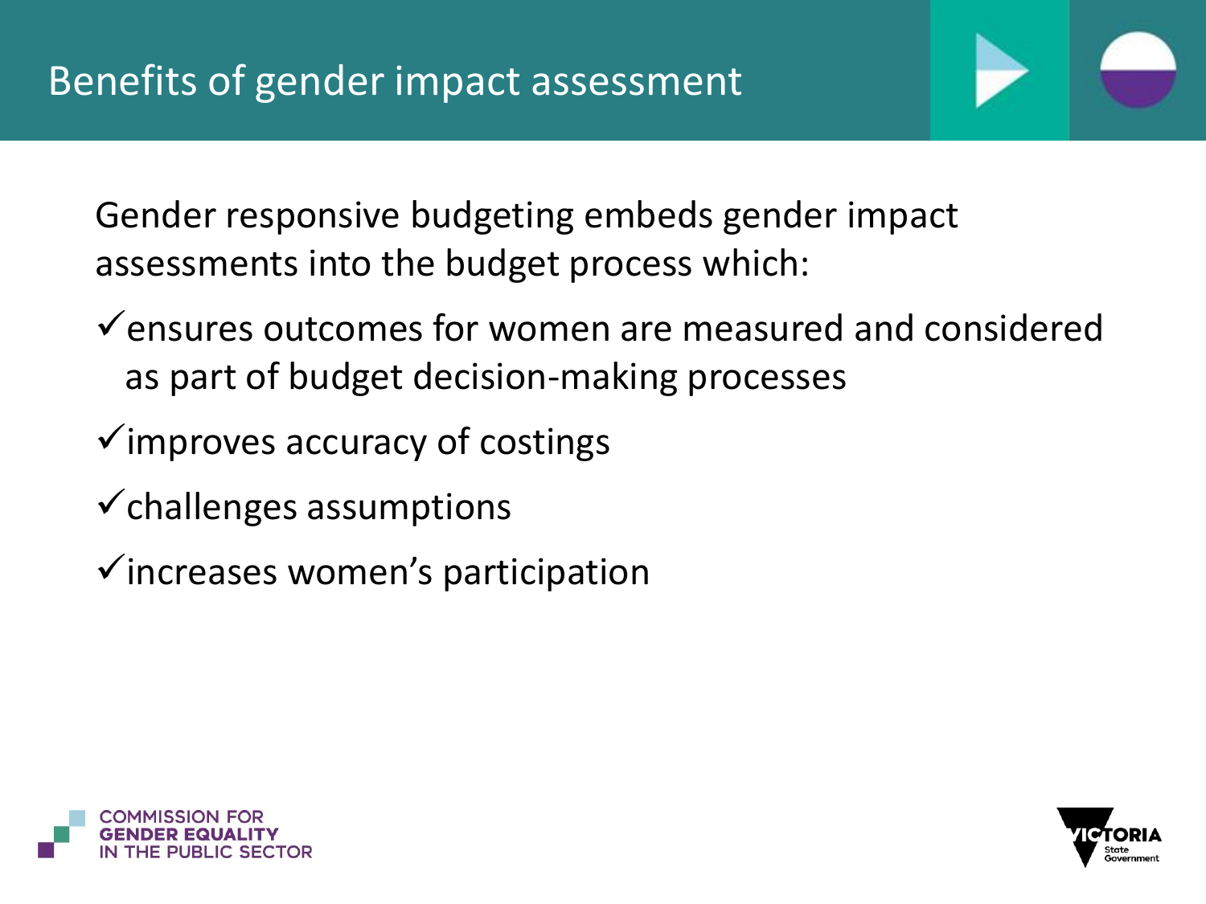# Benefits of gender impact assessment

Gender responsive budgeting embeds gender impact assessments into the budget process which:

- ✓ensures outcomes for women are measured and considered as part of budget decision-making processes
- ✓improves accuracy of costings
- ✓challenges assumptions
- ✓increases women's participation

COMMISSION FOR GENDER EQUALITY IN THE PUBLIC SECTOR

VICTORIA State Government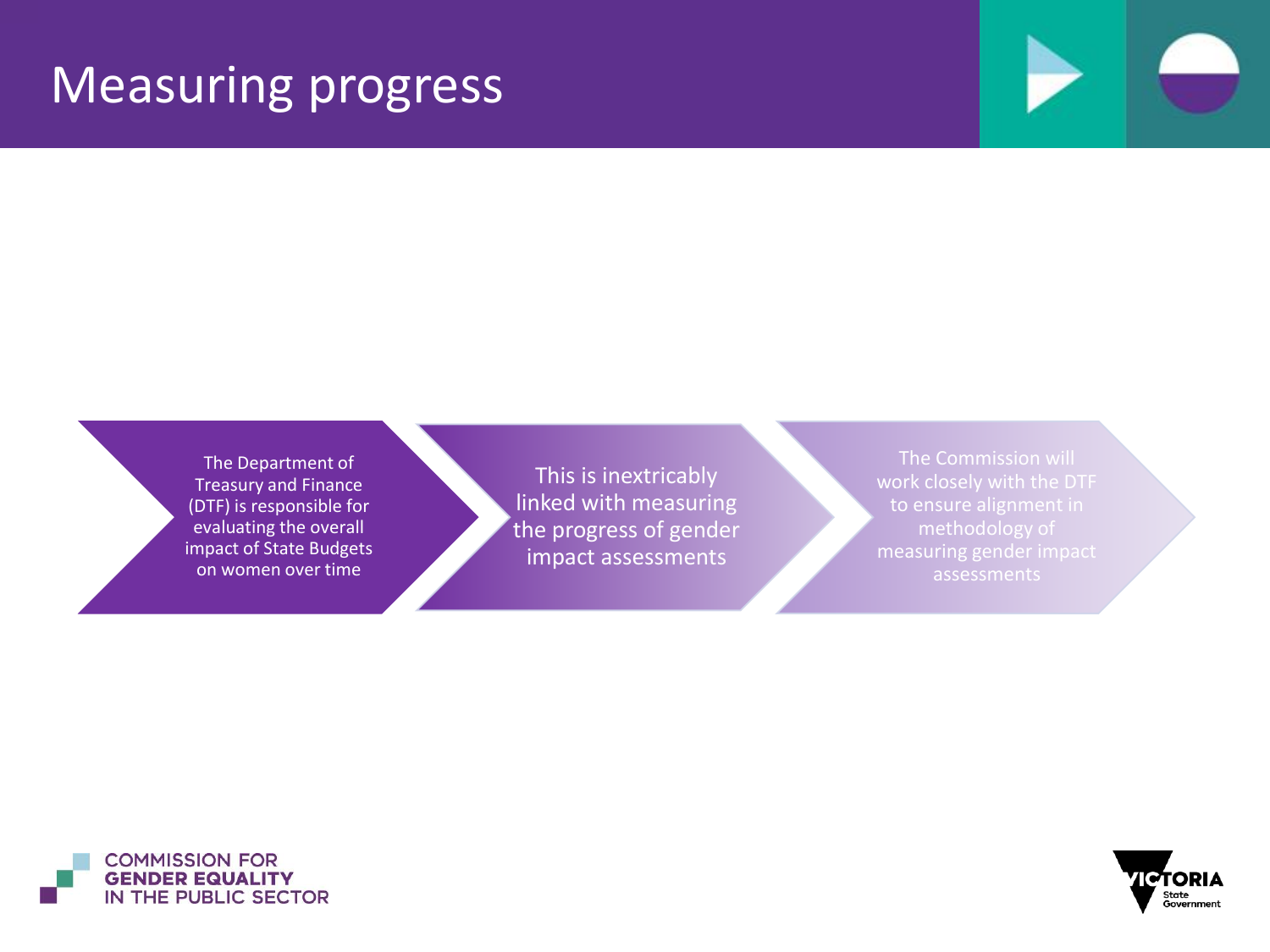# Measuring progress

1. The Department of Treasury and Finance (DTF) is responsible for evaluating the overall impact of State Budgets on women over time
2. This is inextricably linked with measuring the progress of gender impact assessments
3. The Commission will work closely with the DTF to ensure alignment in methodology of measuring gender impact assessments

COMMISSION FOR GENDER EQUALITY IN THE PUBLIC SECTOR

VICTORIA State Government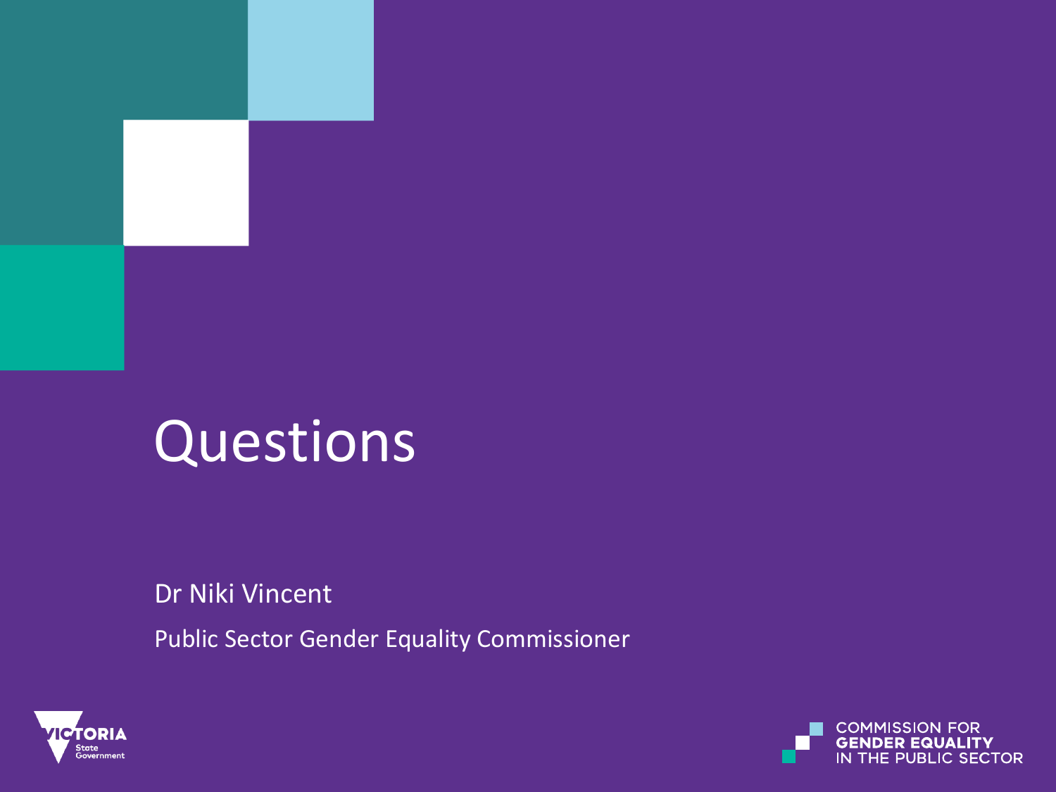# Questions

Dr Niki Vincent

Public Sector Gender Equality Commissioner

VICTORIA State Government

COMMISSION FOR **GENDER EQUALITY** IN THE PUBLIC SECTOR